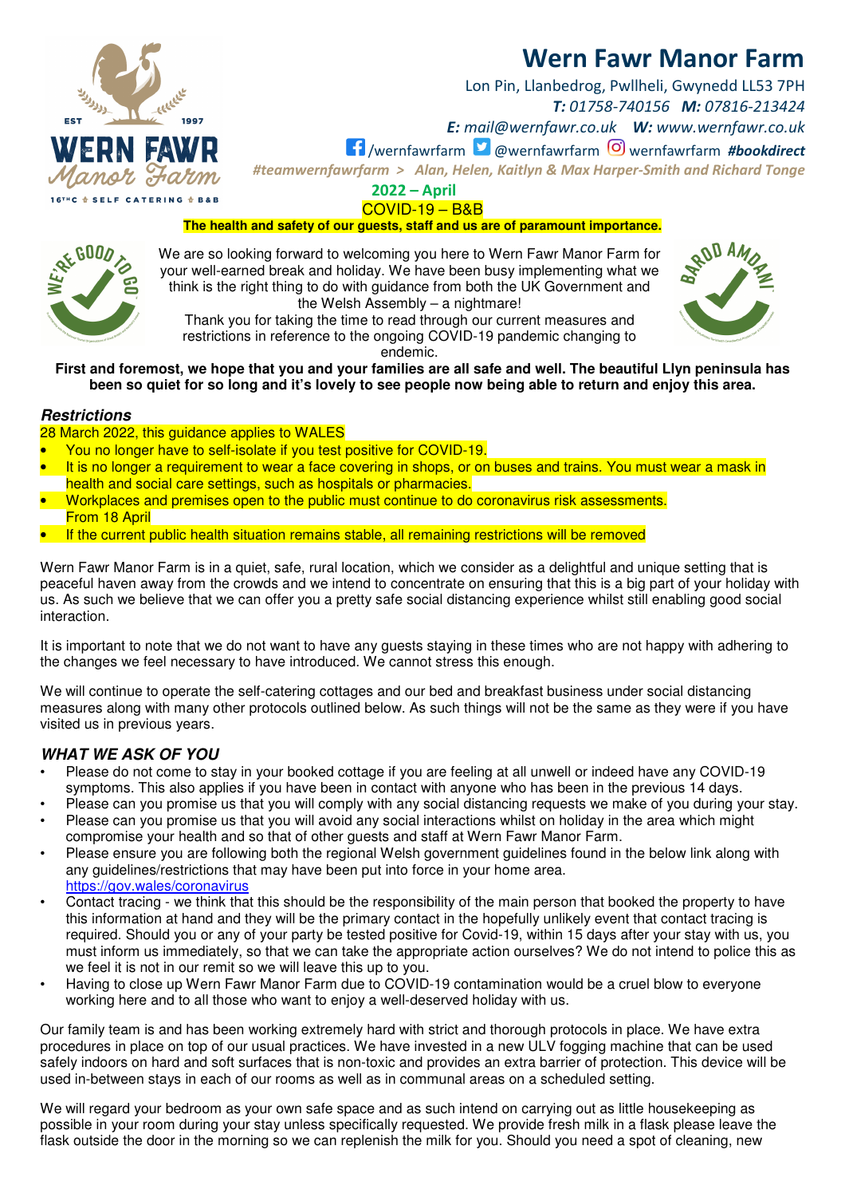# Wern Fawr Manor Farm

Lon Pin, Llanbedrog, Pwllheli, Gwynedd LL53 7PH
*T:* *01758-740156* *M:* *07816-213424*
*E:* *mail@wernfawr.co.uk* *W:* *www.wernfawr.co.uk*
/wernfawrfarm @wernfawrfarm wernfawrfarm ***#bookdirect***
*#teamwernfawrfarm > Alan, Helen, Kaitlyn & Max Harper-Smith and Richard Tonge*

**2022 – April**

COVID-19 – B&B

**The health and safety of our guests, staff and us are of paramount importance.**

We are so looking forward to welcoming you here to Wern Fawr Manor Farm for your well-earned break and holiday. We have been busy implementing what we think is the right thing to do with guidance from both the UK Government and the Welsh Assembly – a nightmare!
Thank you for taking the time to read through our current measures and restrictions in reference to the ongoing COVID-19 pandemic changing to endemic.

**First and foremost, we hope that you and your families are all safe and well. The beautiful Llyn peninsula has been so quiet for so long and it's lovely to see people now being able to return and enjoy this area.**

### *Restrictions*

28 March 2022, this guidance applies to WALES

- You no longer have to self-isolate if you test positive for COVID-19.
- It is no longer a requirement to wear a face covering in shops, or on buses and trains. You must wear a mask in health and social care settings, such as hospitals or pharmacies.
- Workplaces and premises open to the public must continue to do coronavirus risk assessments.
  From 18 April
- If the current public health situation remains stable, all remaining restrictions will be removed

Wern Fawr Manor Farm is in a quiet, safe, rural location, which we consider as a delightful and unique setting that is peaceful haven away from the crowds and we intend to concentrate on ensuring that this is a big part of your holiday with us. As such we believe that we can offer you a pretty safe social distancing experience whilst still enabling good social interaction.

It is important to note that we do not want to have any guests staying in these times who are not happy with adhering to the changes we feel necessary to have introduced. We cannot stress this enough.

We will continue to operate the self-catering cottages and our bed and breakfast business under social distancing measures along with many other protocols outlined below. As such things will not be the same as they were if you have visited us in previous years.

### *WHAT WE ASK OF YOU*

- Please do not come to stay in your booked cottage if you are feeling at all unwell or indeed have any COVID-19 symptoms. This also applies if you have been in contact with anyone who has been in the previous 14 days.
- Please can you promise us that you will comply with any social distancing requests we make of you during your stay.
- Please can you promise us that you will avoid any social interactions whilst on holiday in the area which might compromise your health and so that of other guests and staff at Wern Fawr Manor Farm.
- Please ensure you are following both the regional Welsh government guidelines found in the below link along with any guidelines/restrictions that may have been put into force in your home area.
  https://gov.wales/coronavirus
- Contact tracing - we think that this should be the responsibility of the main person that booked the property to have this information at hand and they will be the primary contact in the hopefully unlikely event that contact tracing is required. Should you or any of your party be tested positive for Covid-19, within 15 days after your stay with us, you must inform us immediately, so that we can take the appropriate action ourselves? We do not intend to police this as we feel it is not in our remit so we will leave this up to you.
- Having to close up Wern Fawr Manor Farm due to COVID-19 contamination would be a cruel blow to everyone working here and to all those who want to enjoy a well-deserved holiday with us.

Our family team is and has been working extremely hard with strict and thorough protocols in place. We have extra procedures in place on top of our usual practices. We have invested in a new ULV fogging machine that can be used safely indoors on hard and soft surfaces that is non-toxic and provides an extra barrier of protection. This device will be used in-between stays in each of our rooms as well as in communal areas on a scheduled setting.

We will regard your bedroom as your own safe space and as such intend on carrying out as little housekeeping as possible in your room during your stay unless specifically requested. We provide fresh milk in a flask please leave the flask outside the door in the morning so we can replenish the milk for you. Should you need a spot of cleaning, new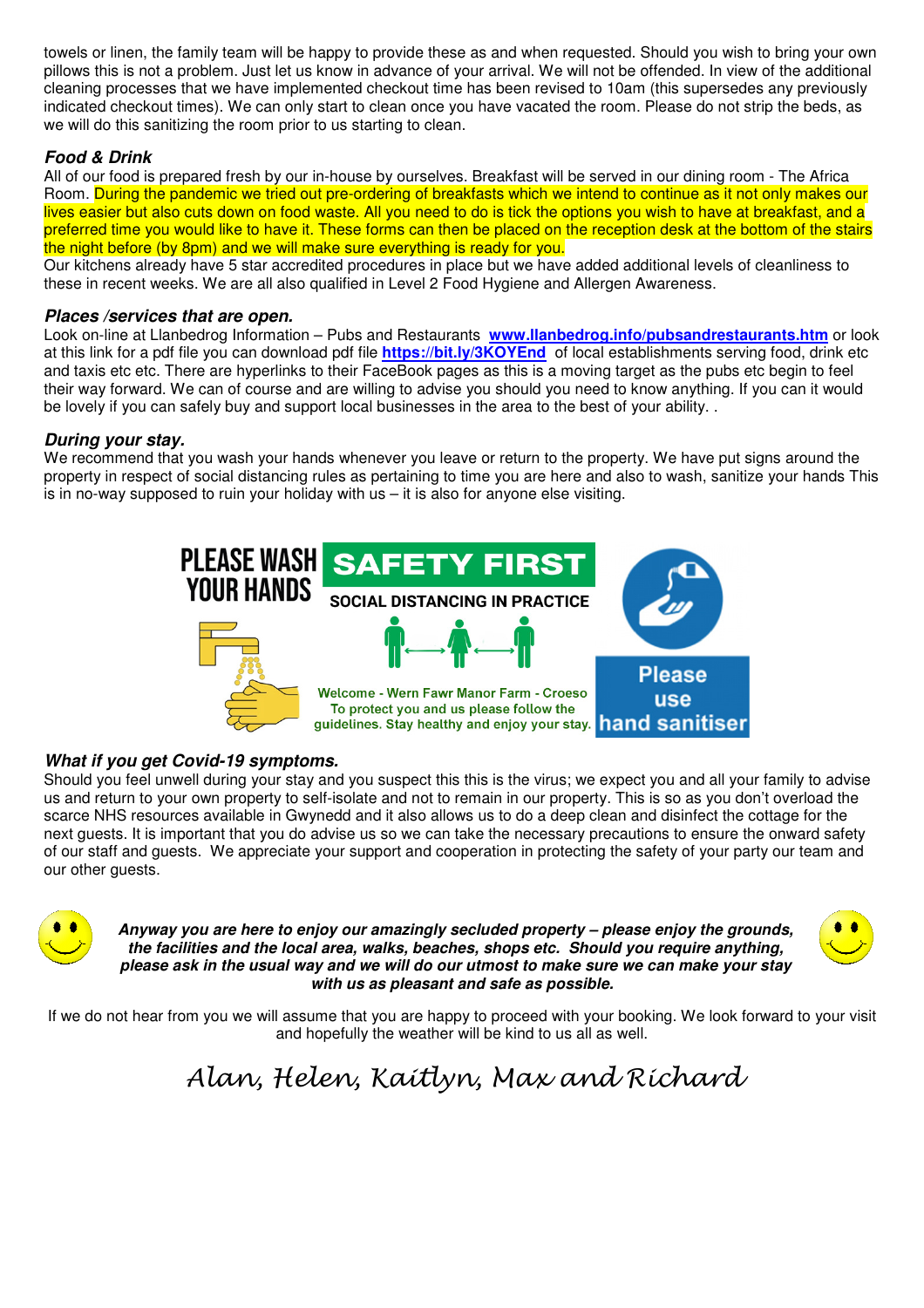towels or linen, the family team will be happy to provide these as and when requested. Should you wish to bring your own pillows this is not a problem. Just let us know in advance of your arrival. We will not be offended. In view of the additional cleaning processes that we have implemented checkout time has been revised to 10am (this supersedes any previously indicated checkout times). We can only start to clean once you have vacated the room. Please do not strip the beds, as we will do this sanitizing the room prior to us starting to clean.

### *Food & Drink*

All of our food is prepared fresh by our in-house by ourselves. Breakfast will be served in our dining room - The Africa Room. During the pandemic we tried out pre-ordering of breakfasts which we intend to continue as it not only makes our lives easier but also cuts down on food waste. All you need to do is tick the options you wish to have at breakfast, and a preferred time you would like to have it. These forms can then be placed on the reception desk at the bottom of the stairs the night before (by 8pm) and we will make sure everything is ready for you.

Our kitchens already have 5 star accredited procedures in place but we have added additional levels of cleanliness to these in recent weeks. We are all also qualified in Level 2 Food Hygiene and Allergen Awareness.

### *Places /services that are open.*

Look on-line at Llanbedrog Information – Pubs and Restaurants **www.llanbedrog.info/pubsandrestaurants.htm** or look at this link for a pdf file you can download pdf file **https://bit.ly/3KOYEnd** of local establishments serving food, drink etc and taxis etc etc. There are hyperlinks to their FaceBook pages as this is a moving target as the pubs etc begin to feel their way forward. We can of course and are willing to advise you should you need to know anything. If you can it would be lovely if you can safely buy and support local businesses in the area to the best of your ability. .

### *During your stay.*

We recommend that you wash your hands whenever you leave or return to the property. We have put signs around the property in respect of social distancing rules as pertaining to time you are here and also to wash, sanitize your hands This is in no-way supposed to ruin your holiday with us – it is also for anyone else visiting.

PLEASE WASH YOUR HANDS

SAFETY FIRST

SOCIAL DISTANCING IN PRACTICE

Welcome - Wern Fawr Manor Farm - Croeso
To protect you and us please follow the guidelines. Stay healthy and enjoy your stay.

Please use hand sanitiser

### *What if you get Covid-19 symptoms.*

Should you feel unwell during your stay and you suspect this this is the virus; we expect you and all your family to advise us and return to your own property to self-isolate and not to remain in our property. This is so as you don't overload the scarce NHS resources available in Gwynedd and it also allows us to do a deep clean and disinfect the cottage for the next guests. It is important that you do advise us so we can take the necessary precautions to ensure the onward safety of our staff and guests. We appreciate your support and cooperation in protecting the safety of your party our team and our other guests.

***Anyway you are here to enjoy our amazingly secluded property – please enjoy the grounds, the facilities and the local area, walks, beaches, shops etc. Should you require anything, please ask in the usual way and we will do our utmost to make sure we can make your stay with us as pleasant and safe as possible.***

If we do not hear from you we will assume that you are happy to proceed with your booking. We look forward to your visit and hopefully the weather will be kind to us all as well.

*Alan, Helen, Kaitlyn, Max and Richard*